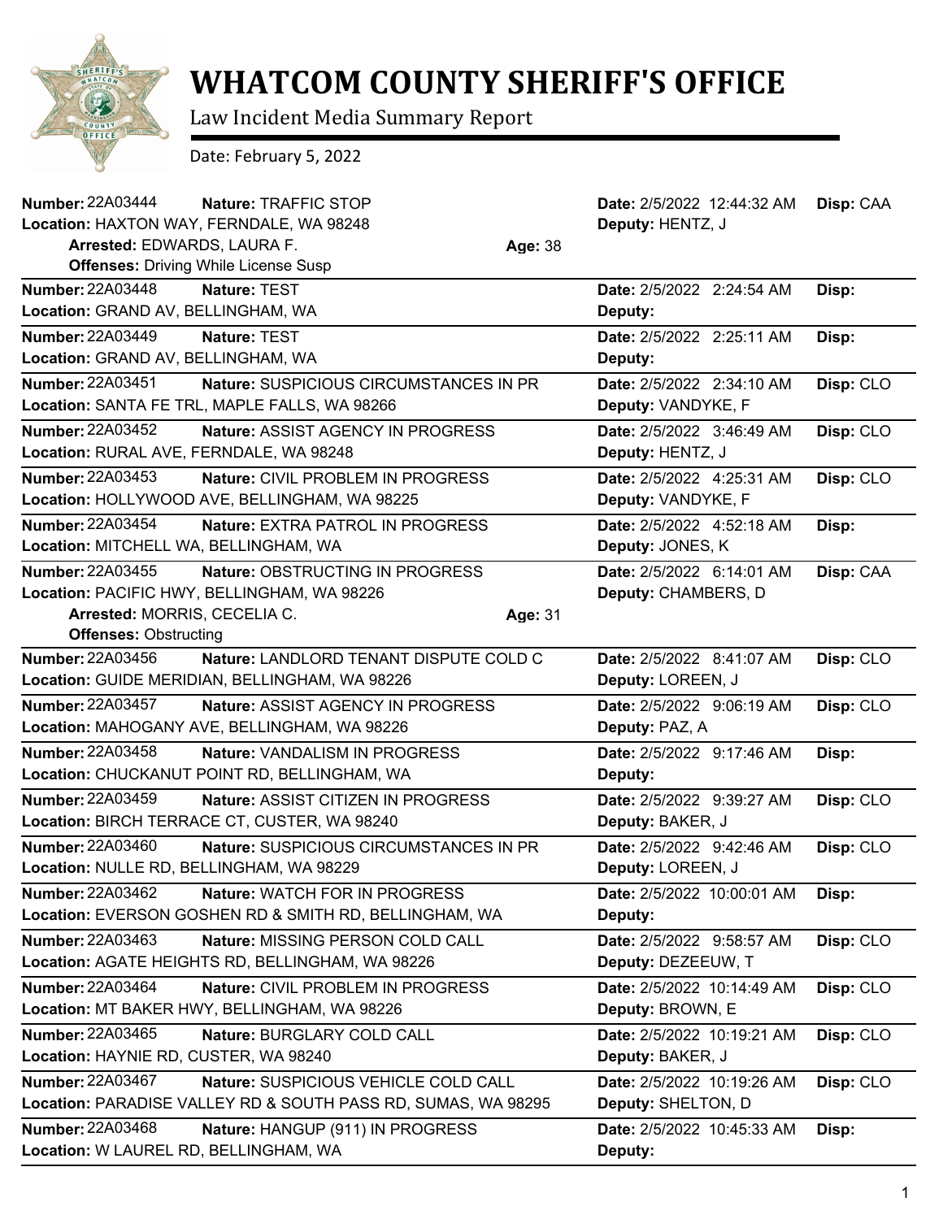# WHATCOM COUNTY SHERIFF'S OFFICE

Law Incident Media Summary Report

Date: February 5, 2022

---

**Number:** 22A03444 **Nature:** TRAFFIC STOP **Date:** 2/5/2022 12:44:32 AM **Disp:** CAA
**Location:** HAXTON WAY, FERNDALE, WA 98248 **Deputy:** HENTZ, J
**Arrested:** EDWARDS, LAURA F. **Age:** 38
**Offenses:** Driving While License Susp

---

**Number:** 22A03448 **Nature:** TEST **Date:** 2/5/2022 2:24:54 AM **Disp:**
**Location:** GRAND AV, BELLINGHAM, WA **Deputy:**

---

**Number:** 22A03449 **Nature:** TEST **Date:** 2/5/2022 2:25:11 AM **Disp:**
**Location:** GRAND AV, BELLINGHAM, WA **Deputy:**

---

**Number:** 22A03451 **Nature:** SUSPICIOUS CIRCUMSTANCES IN PR **Date:** 2/5/2022 2:34:10 AM **Disp:** CLO
**Location:** SANTA FE TRL, MAPLE FALLS, WA 98266 **Deputy:** VANDYKE, F

---

**Number:** 22A03452 **Nature:** ASSIST AGENCY IN PROGRESS **Date:** 2/5/2022 3:46:49 AM **Disp:** CLO
**Location:** RURAL AVE, FERNDALE, WA 98248 **Deputy:** HENTZ, J

---

**Number:** 22A03453 **Nature:** CIVIL PROBLEM IN PROGRESS **Date:** 2/5/2022 4:25:31 AM **Disp:** CLO
**Location:** HOLLYWOOD AVE, BELLINGHAM, WA 98225 **Deputy:** VANDYKE, F

---

**Number:** 22A03454 **Nature:** EXTRA PATROL IN PROGRESS **Date:** 2/5/2022 4:52:18 AM **Disp:**
**Location:** MITCHELL WA, BELLINGHAM, WA **Deputy:** JONES, K

---

**Number:** 22A03455 **Nature:** OBSTRUCTING IN PROGRESS **Date:** 2/5/2022 6:14:01 AM **Disp:** CAA
**Location:** PACIFIC HWY, BELLINGHAM, WA 98226 **Deputy:** CHAMBERS, D
**Arrested:** MORRIS, CECELIA C. **Age:** 31
**Offenses:** Obstructing

---

**Number:** 22A03456 **Nature:** LANDLORD TENANT DISPUTE COLD C **Date:** 2/5/2022 8:41:07 AM **Disp:** CLO
**Location:** GUIDE MERIDIAN, BELLINGHAM, WA 98226 **Deputy:** LOREEN, J

---

**Number:** 22A03457 **Nature:** ASSIST AGENCY IN PROGRESS **Date:** 2/5/2022 9:06:19 AM **Disp:** CLO
**Location:** MAHOGANY AVE, BELLINGHAM, WA 98226 **Deputy:** PAZ, A

---

**Number:** 22A03458 **Nature:** VANDALISM IN PROGRESS **Date:** 2/5/2022 9:17:46 AM **Disp:**
**Location:** CHUCKANUT POINT RD, BELLINGHAM, WA **Deputy:**

---

**Number:** 22A03459 **Nature:** ASSIST CITIZEN IN PROGRESS **Date:** 2/5/2022 9:39:27 AM **Disp:** CLO
**Location:** BIRCH TERRACE CT, CUSTER, WA 98240 **Deputy:** BAKER, J

---

**Number:** 22A03460 **Nature:** SUSPICIOUS CIRCUMSTANCES IN PR **Date:** 2/5/2022 9:42:46 AM **Disp:** CLO
**Location:** NULLE RD, BELLINGHAM, WA 98229 **Deputy:** LOREEN, J

---

**Number:** 22A03462 **Nature:** WATCH FOR IN PROGRESS **Date:** 2/5/2022 10:00:01 AM **Disp:**
**Location:** EVERSON GOSHEN RD & SMITH RD, BELLINGHAM, WA **Deputy:**

---

**Number:** 22A03463 **Nature:** MISSING PERSON COLD CALL **Date:** 2/5/2022 9:58:57 AM **Disp:** CLO
**Location:** AGATE HEIGHTS RD, BELLINGHAM, WA 98226 **Deputy:** DEZEEUW, T

---

**Number:** 22A03464 **Nature:** CIVIL PROBLEM IN PROGRESS **Date:** 2/5/2022 10:14:49 AM **Disp:** CLO
**Location:** MT BAKER HWY, BELLINGHAM, WA 98226 **Deputy:** BROWN, E

---

**Number:** 22A03465 **Nature:** BURGLARY COLD CALL **Date:** 2/5/2022 10:19:21 AM **Disp:** CLO
**Location:** HAYNIE RD, CUSTER, WA 98240 **Deputy:** BAKER, J

---

**Number:** 22A03467 **Nature:** SUSPICIOUS VEHICLE COLD CALL **Date:** 2/5/2022 10:19:26 AM **Disp:** CLO
**Location:** PARADISE VALLEY RD & SOUTH PASS RD, SUMAS, WA 98295 **Deputy:** SHELTON, D

---

**Number:** 22A03468 **Nature:** HANGUP (911) IN PROGRESS **Date:** 2/5/2022 10:45:33 AM **Disp:**
**Location:** W LAUREL RD, BELLINGHAM, WA **Deputy:**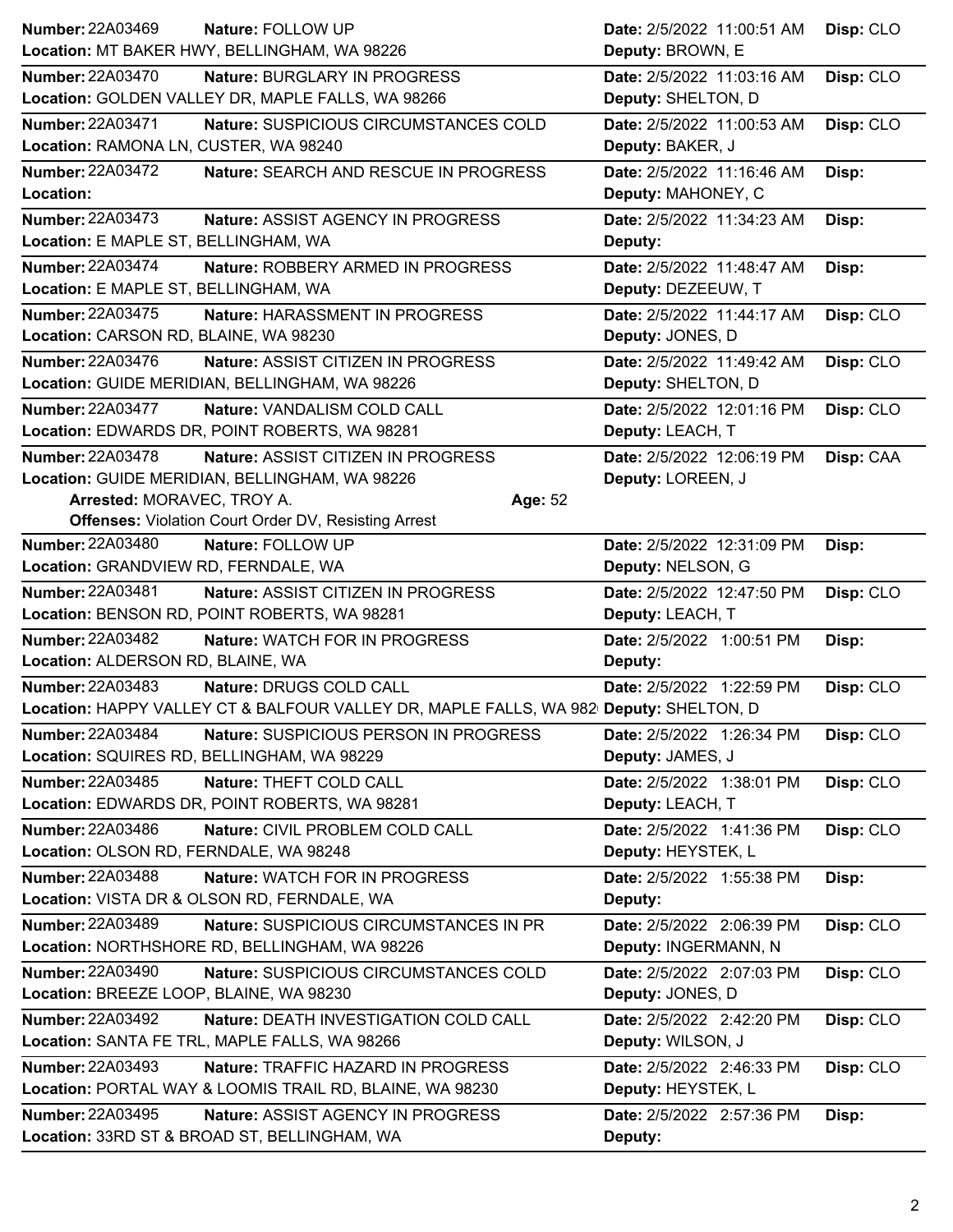**Number:** 22A03469 **Nature:** FOLLOW UP **Date:** 2/5/2022 11:00:51 AM **Disp:** CLO
**Location:** MT BAKER HWY, BELLINGHAM, WA 98226 **Deputy:** BROWN, E

---

**Number:** 22A03470 **Nature:** BURGLARY IN PROGRESS **Date:** 2/5/2022 11:03:16 AM **Disp:** CLO
**Location:** GOLDEN VALLEY DR, MAPLE FALLS, WA 98266 **Deputy:** SHELTON, D

---

**Number:** 22A03471 **Nature:** SUSPICIOUS CIRCUMSTANCES COLD **Date:** 2/5/2022 11:00:53 AM **Disp:** CLO
**Location:** RAMONA LN, CUSTER, WA 98240 **Deputy:** BAKER, J

---

**Number:** 22A03472 **Nature:** SEARCH AND RESCUE IN PROGRESS **Date:** 2/5/2022 11:16:46 AM **Disp:**
**Location:** **Deputy:** MAHONEY, C

---

**Number:** 22A03473 **Nature:** ASSIST AGENCY IN PROGRESS **Date:** 2/5/2022 11:34:23 AM **Disp:**
**Location:** E MAPLE ST, BELLINGHAM, WA **Deputy:**

---

**Number:** 22A03474 **Nature:** ROBBERY ARMED IN PROGRESS **Date:** 2/5/2022 11:48:47 AM **Disp:**
**Location:** E MAPLE ST, BELLINGHAM, WA **Deputy:** DEZEEUW, T

---

**Number:** 22A03475 **Nature:** HARASSMENT IN PROGRESS **Date:** 2/5/2022 11:44:17 AM **Disp:** CLO
**Location:** CARSON RD, BLAINE, WA 98230 **Deputy:** JONES, D

---

**Number:** 22A03476 **Nature:** ASSIST CITIZEN IN PROGRESS **Date:** 2/5/2022 11:49:42 AM **Disp:** CLO
**Location:** GUIDE MERIDIAN, BELLINGHAM, WA 98226 **Deputy:** SHELTON, D

---

**Number:** 22A03477 **Nature:** VANDALISM COLD CALL **Date:** 2/5/2022 12:01:16 PM **Disp:** CLO
**Location:** EDWARDS DR, POINT ROBERTS, WA 98281 **Deputy:** LEACH, T

---

**Number:** 22A03478 **Nature:** ASSIST CITIZEN IN PROGRESS **Date:** 2/5/2022 12:06:19 PM **Disp:** CAA
**Location:** GUIDE MERIDIAN, BELLINGHAM, WA 98226 **Deputy:** LOREEN, J
**Arrested:** MORAVEC, TROY A. **Age:** 52
**Offenses:** Violation Court Order DV, Resisting Arrest

---

**Number:** 22A03480 **Nature:** FOLLOW UP **Date:** 2/5/2022 12:31:09 PM **Disp:**
**Location:** GRANDVIEW RD, FERNDALE, WA **Deputy:** NELSON, G

---

**Number:** 22A03481 **Nature:** ASSIST CITIZEN IN PROGRESS **Date:** 2/5/2022 12:47:50 PM **Disp:** CLO
**Location:** BENSON RD, POINT ROBERTS, WA 98281 **Deputy:** LEACH, T

---

**Number:** 22A03482 **Nature:** WATCH FOR IN PROGRESS **Date:** 2/5/2022 1:00:51 PM **Disp:**
**Location:** ALDERSON RD, BLAINE, WA **Deputy:**

---

**Number:** 22A03483 **Nature:** DRUGS COLD CALL **Date:** 2/5/2022 1:22:59 PM **Disp:** CLO
**Location:** HAPPY VALLEY CT & BALFOUR VALLEY DR, MAPLE FALLS, WA 982 **Deputy:** SHELTON, D

---

**Number:** 22A03484 **Nature:** SUSPICIOUS PERSON IN PROGRESS **Date:** 2/5/2022 1:26:34 PM **Disp:** CLO
**Location:** SQUIRES RD, BELLINGHAM, WA 98229 **Deputy:** JAMES, J

---

**Number:** 22A03485 **Nature:** THEFT COLD CALL **Date:** 2/5/2022 1:38:01 PM **Disp:** CLO
**Location:** EDWARDS DR, POINT ROBERTS, WA 98281 **Deputy:** LEACH, T

---

**Number:** 22A03486 **Nature:** CIVIL PROBLEM COLD CALL **Date:** 2/5/2022 1:41:36 PM **Disp:** CLO
**Location:** OLSON RD, FERNDALE, WA 98248 **Deputy:** HEYSTEK, L

---

**Number:** 22A03488 **Nature:** WATCH FOR IN PROGRESS **Date:** 2/5/2022 1:55:38 PM **Disp:**
**Location:** VISTA DR & OLSON RD, FERNDALE, WA **Deputy:**

---

**Number:** 22A03489 **Nature:** SUSPICIOUS CIRCUMSTANCES IN PR **Date:** 2/5/2022 2:06:39 PM **Disp:** CLO
**Location:** NORTHSHORE RD, BELLINGHAM, WA 98226 **Deputy:** INGERMANN, N

---

**Number:** 22A03490 **Nature:** SUSPICIOUS CIRCUMSTANCES COLD **Date:** 2/5/2022 2:07:03 PM **Disp:** CLO
**Location:** BREEZE LOOP, BLAINE, WA 98230 **Deputy:** JONES, D

---

**Number:** 22A03492 **Nature:** DEATH INVESTIGATION COLD CALL **Date:** 2/5/2022 2:42:20 PM **Disp:** CLO
**Location:** SANTA FE TRL, MAPLE FALLS, WA 98266 **Deputy:** WILSON, J

---

**Number:** 22A03493 **Nature:** TRAFFIC HAZARD IN PROGRESS **Date:** 2/5/2022 2:46:33 PM **Disp:** CLO
**Location:** PORTAL WAY & LOOMIS TRAIL RD, BLAINE, WA 98230 **Deputy:** HEYSTEK, L

---

**Number:** 22A03495 **Nature:** ASSIST AGENCY IN PROGRESS **Date:** 2/5/2022 2:57:36 PM **Disp:**
**Location:** 33RD ST & BROAD ST, BELLINGHAM, WA **Deputy:**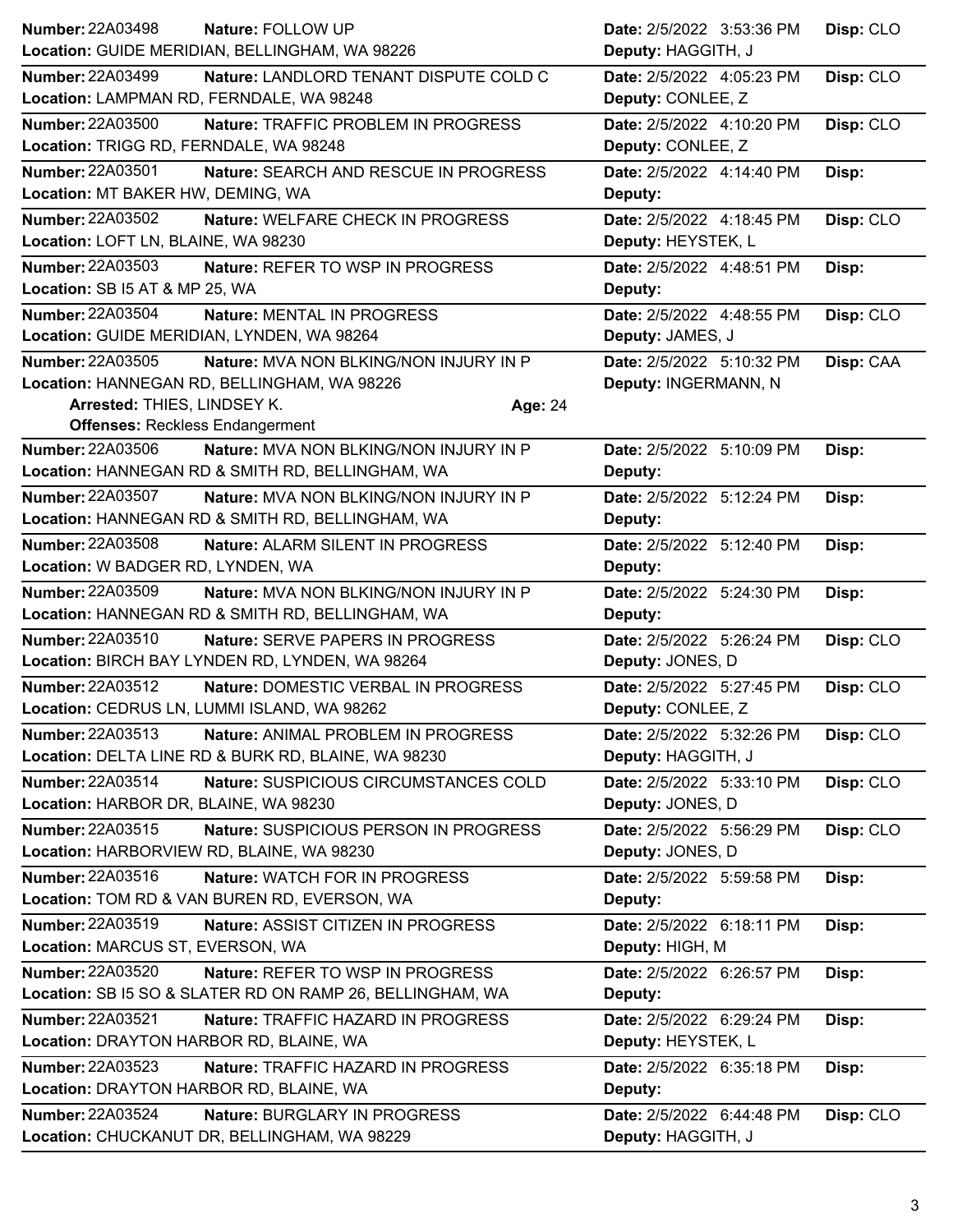**Number:** 22A03498 **Nature:** FOLLOW UP **Date:** 2/5/2022 3:53:36 PM **Disp:** CLO
**Location:** GUIDE MERIDIAN, BELLINGHAM, WA 98226 **Deputy:** HAGGITH, J

---

**Number:** 22A03499 **Nature:** LANDLORD TENANT DISPUTE COLD C **Date:** 2/5/2022 4:05:23 PM **Disp:** CLO
**Location:** LAMPMAN RD, FERNDALE, WA 98248 **Deputy:** CONLEE, Z

---

**Number:** 22A03500 **Nature:** TRAFFIC PROBLEM IN PROGRESS **Date:** 2/5/2022 4:10:20 PM **Disp:** CLO
**Location:** TRIGG RD, FERNDALE, WA 98248 **Deputy:** CONLEE, Z

---

**Number:** 22A03501 **Nature:** SEARCH AND RESCUE IN PROGRESS **Date:** 2/5/2022 4:14:40 PM **Disp:**
**Location:** MT BAKER HW, DEMING, WA **Deputy:**

---

**Number:** 22A03502 **Nature:** WELFARE CHECK IN PROGRESS **Date:** 2/5/2022 4:18:45 PM **Disp:** CLO
**Location:** LOFT LN, BLAINE, WA 98230 **Deputy:** HEYSTEK, L

---

**Number:** 22A03503 **Nature:** REFER TO WSP IN PROGRESS **Date:** 2/5/2022 4:48:51 PM **Disp:**
**Location:** SB I5 AT & MP 25, WA **Deputy:**

---

**Number:** 22A03504 **Nature:** MENTAL IN PROGRESS **Date:** 2/5/2022 4:48:55 PM **Disp:** CLO
**Location:** GUIDE MERIDIAN, LYNDEN, WA 98264 **Deputy:** JAMES, J

---

**Number:** 22A03505 **Nature:** MVA NON BLKING/NON INJURY IN P **Date:** 2/5/2022 5:10:32 PM **Disp:** CAA
**Location:** HANNEGAN RD, BELLINGHAM, WA 98226 **Deputy:** INGERMANN, N
**Arrested:** THIES, LINDSEY K. **Age:** 24
**Offenses:** Reckless Endangerment

---

**Number:** 22A03506 **Nature:** MVA NON BLKING/NON INJURY IN P **Date:** 2/5/2022 5:10:09 PM **Disp:**
**Location:** HANNEGAN RD & SMITH RD, BELLINGHAM, WA **Deputy:**

---

**Number:** 22A03507 **Nature:** MVA NON BLKING/NON INJURY IN P **Date:** 2/5/2022 5:12:24 PM **Disp:**
**Location:** HANNEGAN RD & SMITH RD, BELLINGHAM, WA **Deputy:**

---

**Number:** 22A03508 **Nature:** ALARM SILENT IN PROGRESS **Date:** 2/5/2022 5:12:40 PM **Disp:**
**Location:** W BADGER RD, LYNDEN, WA **Deputy:**

---

**Number:** 22A03509 **Nature:** MVA NON BLKING/NON INJURY IN P **Date:** 2/5/2022 5:24:30 PM **Disp:**
**Location:** HANNEGAN RD & SMITH RD, BELLINGHAM, WA **Deputy:**

---

**Number:** 22A03510 **Nature:** SERVE PAPERS IN PROGRESS **Date:** 2/5/2022 5:26:24 PM **Disp:** CLO
**Location:** BIRCH BAY LYNDEN RD, LYNDEN, WA 98264 **Deputy:** JONES, D

---

**Number:** 22A03512 **Nature:** DOMESTIC VERBAL IN PROGRESS **Date:** 2/5/2022 5:27:45 PM **Disp:** CLO
**Location:** CEDRUS LN, LUMMI ISLAND, WA 98262 **Deputy:** CONLEE, Z

---

**Number:** 22A03513 **Nature:** ANIMAL PROBLEM IN PROGRESS **Date:** 2/5/2022 5:32:26 PM **Disp:** CLO
**Location:** DELTA LINE RD & BURK RD, BLAINE, WA 98230 **Deputy:** HAGGITH, J

---

**Number:** 22A03514 **Nature:** SUSPICIOUS CIRCUMSTANCES COLD **Date:** 2/5/2022 5:33:10 PM **Disp:** CLO
**Location:** HARBOR DR, BLAINE, WA 98230 **Deputy:** JONES, D

---

**Number:** 22A03515 **Nature:** SUSPICIOUS PERSON IN PROGRESS **Date:** 2/5/2022 5:56:29 PM **Disp:** CLO
**Location:** HARBORVIEW RD, BLAINE, WA 98230 **Deputy:** JONES, D

---

**Number:** 22A03516 **Nature:** WATCH FOR IN PROGRESS **Date:** 2/5/2022 5:59:58 PM **Disp:**
**Location:** TOM RD & VAN BUREN RD, EVERSON, WA **Deputy:**

---

**Number:** 22A03519 **Nature:** ASSIST CITIZEN IN PROGRESS **Date:** 2/5/2022 6:18:11 PM **Disp:**
**Location:** MARCUS ST, EVERSON, WA **Deputy:** HIGH, M

---

**Number:** 22A03520 **Nature:** REFER TO WSP IN PROGRESS **Date:** 2/5/2022 6:26:57 PM **Disp:**
**Location:** SB I5 SO & SLATER RD ON RAMP 26, BELLINGHAM, WA **Deputy:**

---

**Number:** 22A03521 **Nature:** TRAFFIC HAZARD IN PROGRESS **Date:** 2/5/2022 6:29:24 PM **Disp:**
**Location:** DRAYTON HARBOR RD, BLAINE, WA **Deputy:** HEYSTEK, L

---

**Number:** 22A03523 **Nature:** TRAFFIC HAZARD IN PROGRESS **Date:** 2/5/2022 6:35:18 PM **Disp:**
**Location:** DRAYTON HARBOR RD, BLAINE, WA **Deputy:**

---

**Number:** 22A03524 **Nature:** BURGLARY IN PROGRESS **Date:** 2/5/2022 6:44:48 PM **Disp:** CLO
**Location:** CHUCKANUT DR, BELLINGHAM, WA 98229 **Deputy:** HAGGITH, J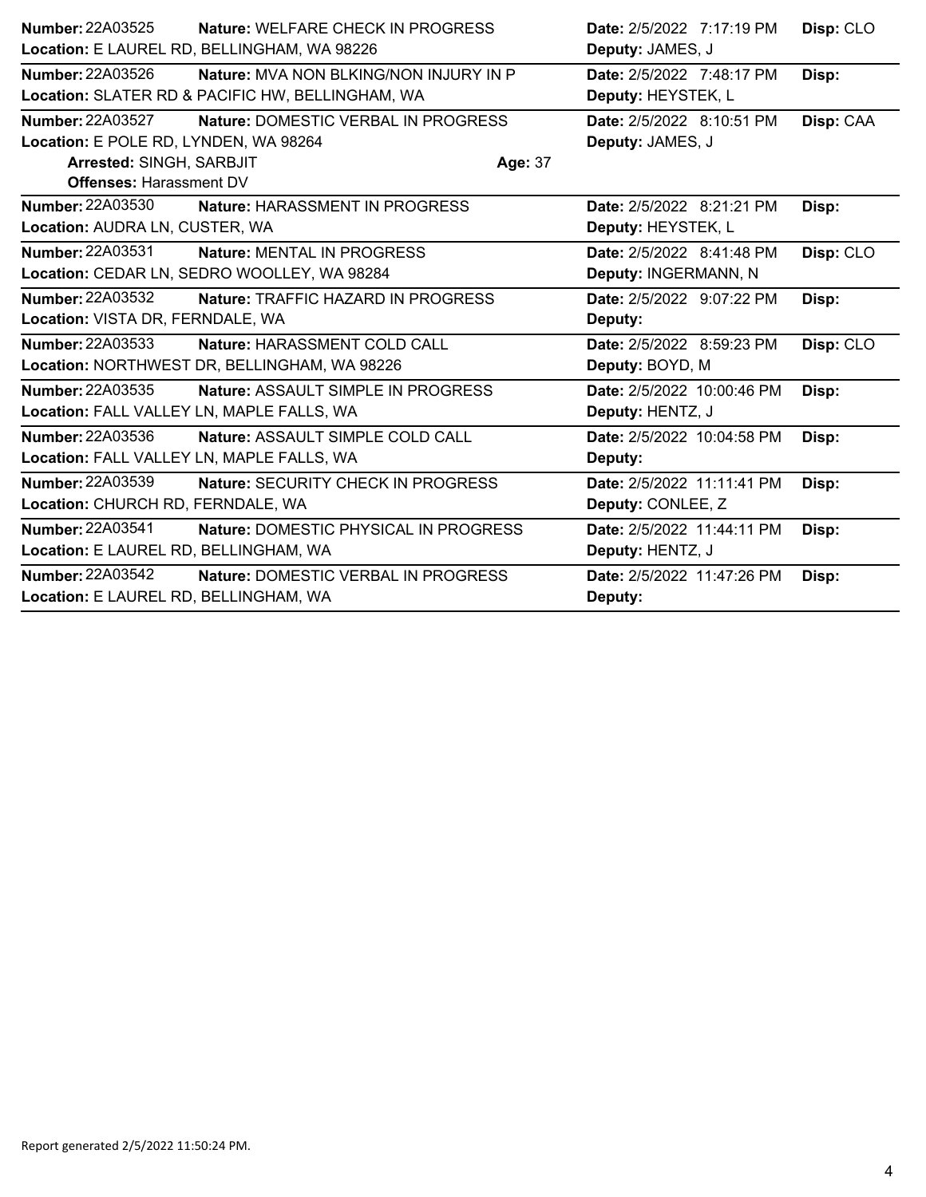**Number:** 22A03525 **Nature:** WELFARE CHECK IN PROGRESS **Date:** 2/5/2022 7:17:19 PM **Disp:** CLO
**Location:** E LAUREL RD, BELLINGHAM, WA 98226 **Deputy:** JAMES, J

---

**Number:** 22A03526 **Nature:** MVA NON BLKING/NON INJURY IN P **Date:** 2/5/2022 7:48:17 PM **Disp:**
**Location:** SLATER RD & PACIFIC HW, BELLINGHAM, WA **Deputy:** HEYSTEK, L

---

**Number:** 22A03527 **Nature:** DOMESTIC VERBAL IN PROGRESS **Date:** 2/5/2022 8:10:51 PM **Disp:** CAA
**Location:** E POLE RD, LYNDEN, WA 98264 **Deputy:** JAMES, J
**Arrested:** SINGH, SARBJIT **Age:** 37
**Offenses:** Harassment DV

---

**Number:** 22A03530 **Nature:** HARASSMENT IN PROGRESS **Date:** 2/5/2022 8:21:21 PM **Disp:**
**Location:** AUDRA LN, CUSTER, WA **Deputy:** HEYSTEK, L

---

**Number:** 22A03531 **Nature:** MENTAL IN PROGRESS **Date:** 2/5/2022 8:41:48 PM **Disp:** CLO
**Location:** CEDAR LN, SEDRO WOOLLEY, WA 98284 **Deputy:** INGERMANN, N

---

**Number:** 22A03532 **Nature:** TRAFFIC HAZARD IN PROGRESS **Date:** 2/5/2022 9:07:22 PM **Disp:**
**Location:** VISTA DR, FERNDALE, WA **Deputy:**

---

**Number:** 22A03533 **Nature:** HARASSMENT COLD CALL **Date:** 2/5/2022 8:59:23 PM **Disp:** CLO
**Location:** NORTHWEST DR, BELLINGHAM, WA 98226 **Deputy:** BOYD, M

---

**Number:** 22A03535 **Nature:** ASSAULT SIMPLE IN PROGRESS **Date:** 2/5/2022 10:00:46 PM **Disp:**
**Location:** FALL VALLEY LN, MAPLE FALLS, WA **Deputy:** HENTZ, J

---

**Number:** 22A03536 **Nature:** ASSAULT SIMPLE COLD CALL **Date:** 2/5/2022 10:04:58 PM **Disp:**
**Location:** FALL VALLEY LN, MAPLE FALLS, WA **Deputy:**

---

**Number:** 22A03539 **Nature:** SECURITY CHECK IN PROGRESS **Date:** 2/5/2022 11:11:41 PM **Disp:**
**Location:** CHURCH RD, FERNDALE, WA **Deputy:** CONLEE, Z

---

**Number:** 22A03541 **Nature:** DOMESTIC PHYSICAL IN PROGRESS **Date:** 2/5/2022 11:44:11 PM **Disp:**
**Location:** E LAUREL RD, BELLINGHAM, WA **Deputy:** HENTZ, J

---

**Number:** 22A03542 **Nature:** DOMESTIC VERBAL IN PROGRESS **Date:** 2/5/2022 11:47:26 PM **Disp:**
**Location:** E LAUREL RD, BELLINGHAM, WA **Deputy:**

---

Report generated 2/5/2022 11:50:24 PM.